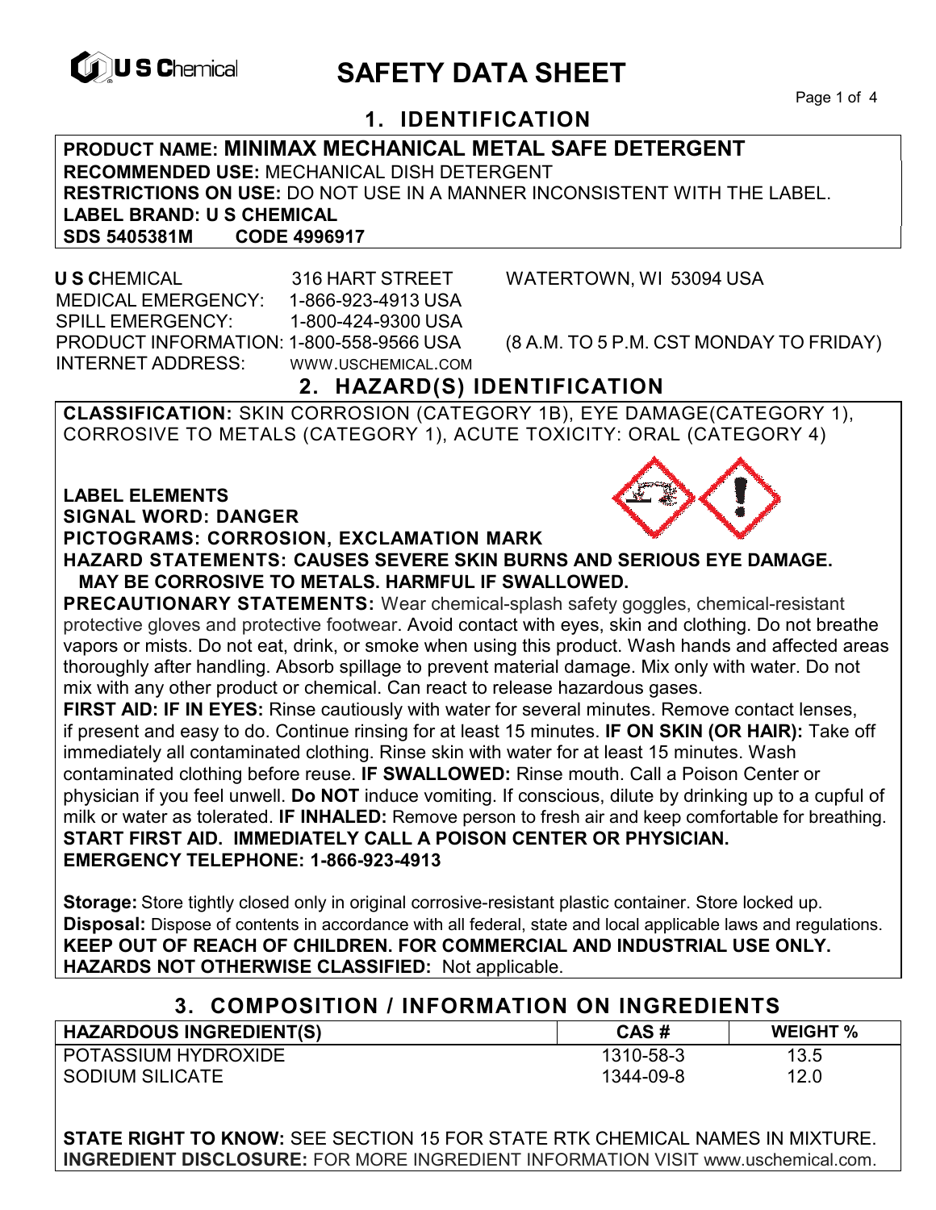# SAFETY DATA SHEET

## 1. IDENTIFICATION

**PRODUCT NAME: MINIMAX MECHANICAL METAL SAFE DETERGENT**
**RECOMMENDED USE:** MECHANICAL DISH DETERGENT
**RESTRICTIONS ON USE:** DO NOT USE IN A MANNER INCONSISTENT WITH THE LABEL.
**LABEL BRAND: U S CHEMICAL**
**SDS 5405381M CODE 4996917**

**U S C**HEMICAL 316 HART STREET WATERTOWN, WI 53094 USA
MEDICAL EMERGENCY: 1-866-923-4913 USA
SPILL EMERGENCY: 1-800-424-9300 USA
PRODUCT INFORMATION: 1-800-558-9566 USA (8 A.M. TO 5 P.M. CST MONDAY TO FRIDAY)
INTERNET ADDRESS: WWW.USCHEMICAL.COM

## 2. HAZARD(S) IDENTIFICATION

**CLASSIFICATION:** SKIN CORROSION (CATEGORY 1B), EYE DAMAGE(CATEGORY 1), CORROSIVE TO METALS (CATEGORY 1), ACUTE TOXICITY: ORAL (CATEGORY 4)

**LABEL ELEMENTS**
**SIGNAL WORD: DANGER**
**PICTOGRAMS: CORROSION, EXCLAMATION MARK**
**HAZARD STATEMENTS: CAUSES SEVERE SKIN BURNS AND SERIOUS EYE DAMAGE. MAY BE CORROSIVE TO METALS. HARMFUL IF SWALLOWED.**
**PRECAUTIONARY STATEMENTS:** Wear chemical-splash safety goggles, chemical-resistant protective gloves and protective footwear. Avoid contact with eyes, skin and clothing. Do not breathe vapors or mists. Do not eat, drink, or smoke when using this product. Wash hands and affected areas thoroughly after handling. Absorb spillage to prevent material damage. Mix only with water. Do not mix with any other product or chemical. Can react to release hazardous gases.
**FIRST AID: IF IN EYES:** Rinse cautiously with water for several minutes. Remove contact lenses, if present and easy to do. Continue rinsing for at least 15 minutes. **IF ON SKIN (OR HAIR):** Take off immediately all contaminated clothing. Rinse skin with water for at least 15 minutes. Wash contaminated clothing before reuse. **IF SWALLOWED:** Rinse mouth. Call a Poison Center or physician if you feel unwell. **Do NOT** induce vomiting. If conscious, dilute by drinking up to a cupful of milk or water as tolerated. **IF INHALED:** Remove person to fresh air and keep comfortable for breathing.
**START FIRST AID. IMMEDIATELY CALL A POISON CENTER OR PHYSICIAN.**
**EMERGENCY TELEPHONE: 1-866-923-4913**

**Storage:** Store tightly closed only in original corrosive-resistant plastic container. Store locked up.
**Disposal:** Dispose of contents in accordance with all federal, state and local applicable laws and regulations.
**KEEP OUT OF REACH OF CHILDREN. FOR COMMERCIAL AND INDUSTRIAL USE ONLY.**
**HAZARDS NOT OTHERWISE CLASSIFIED:** Not applicable.

## 3. COMPOSITION / INFORMATION ON INGREDIENTS

| HAZARDOUS INGREDIENT(S) | CAS # | WEIGHT % |
|---|---|---|
| POTASSIUM HYDROXIDE | 1310-58-3 | 13.5 |
| SODIUM SILICATE | 1344-09-8 | 12.0 |

**STATE RIGHT TO KNOW:** SEE SECTION 15 FOR STATE RTK CHEMICAL NAMES IN MIXTURE.
**INGREDIENT DISCLOSURE:** FOR MORE INGREDIENT INFORMATION VISIT www.uschemical.com.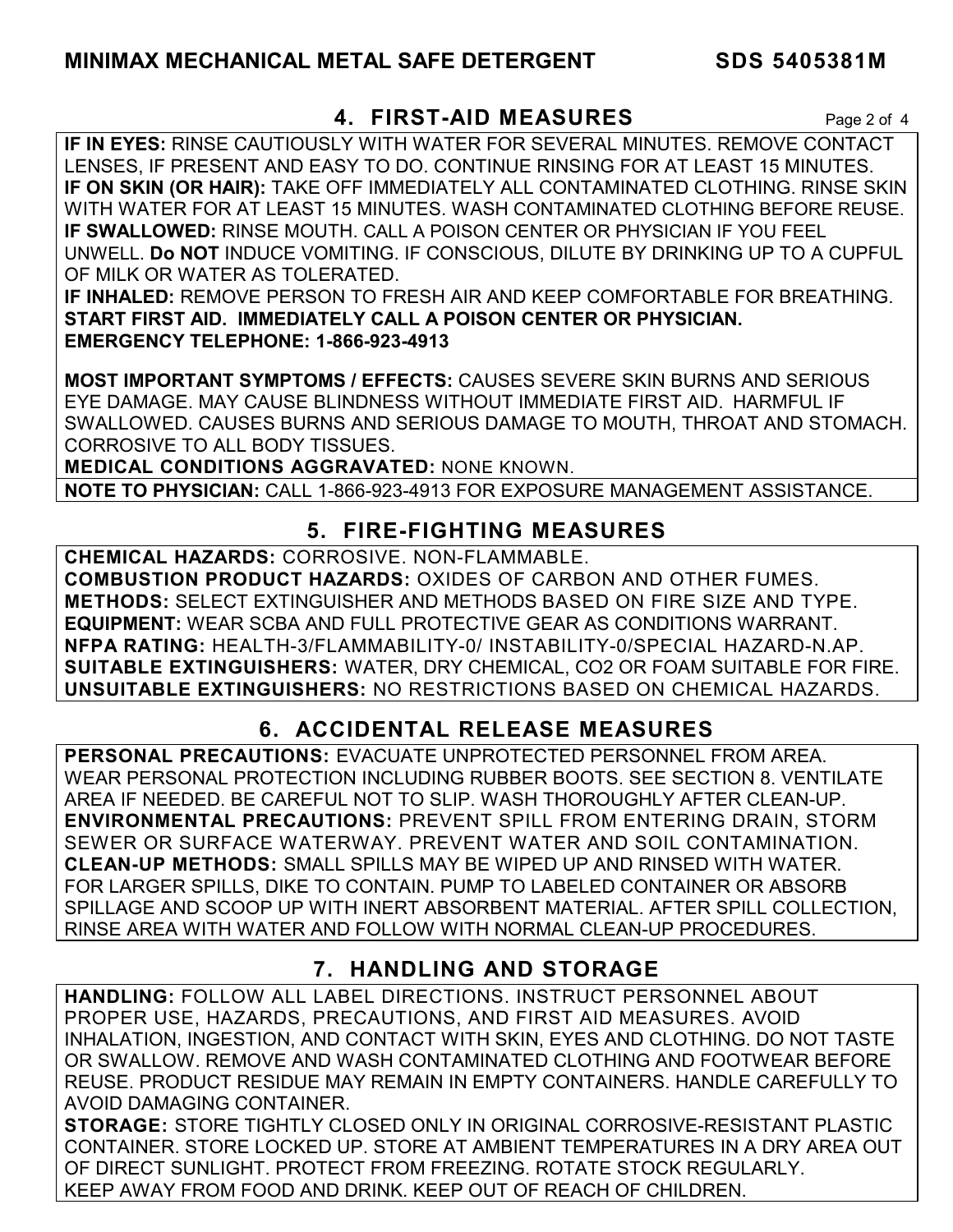## 4. FIRST-AID MEASURES

**IF IN EYES:** RINSE CAUTIOUSLY WITH WATER FOR SEVERAL MINUTES. REMOVE CONTACT LENSES, IF PRESENT AND EASY TO DO. CONTINUE RINSING FOR AT LEAST 15 MINUTES.
**IF ON SKIN (OR HAIR):** TAKE OFF IMMEDIATELY ALL CONTAMINATED CLOTHING. RINSE SKIN WITH WATER FOR AT LEAST 15 MINUTES. WASH CONTAMINATED CLOTHING BEFORE REUSE.
**IF SWALLOWED:** RINSE MOUTH. CALL A POISON CENTER OR PHYSICIAN IF YOU FEEL UNWELL. **Do NOT** INDUCE VOMITING. IF CONSCIOUS, DILUTE BY DRINKING UP TO A CUPFUL OF MILK OR WATER AS TOLERATED.
**IF INHALED:** REMOVE PERSON TO FRESH AIR AND KEEP COMFORTABLE FOR BREATHING.
**START FIRST AID. IMMEDIATELY CALL A POISON CENTER OR PHYSICIAN.**
**EMERGENCY TELEPHONE: 1-866-923-4913**

**MOST IMPORTANT SYMPTOMS / EFFECTS:** CAUSES SEVERE SKIN BURNS AND SERIOUS EYE DAMAGE. MAY CAUSE BLINDNESS WITHOUT IMMEDIATE FIRST AID. HARMFUL IF SWALLOWED. CAUSES BURNS AND SERIOUS DAMAGE TO MOUTH, THROAT AND STOMACH. CORROSIVE TO ALL BODY TISSUES.
**MEDICAL CONDITIONS AGGRAVATED:** NONE KNOWN.

**NOTE TO PHYSICIAN:** CALL 1-866-923-4913 FOR EXPOSURE MANAGEMENT ASSISTANCE.

## 5. FIRE-FIGHTING MEASURES

**CHEMICAL HAZARDS:** CORROSIVE. NON-FLAMMABLE.
**COMBUSTION PRODUCT HAZARDS:** OXIDES OF CARBON AND OTHER FUMES.
**METHODS:** SELECT EXTINGUISHER AND METHODS BASED ON FIRE SIZE AND TYPE.
**EQUIPMENT:** WEAR SCBA AND FULL PROTECTIVE GEAR AS CONDITIONS WARRANT.
**NFPA RATING:** HEALTH-3/FLAMMABILITY-0/ INSTABILITY-0/SPECIAL HAZARD-N.AP.
**SUITABLE EXTINGUISHERS:** WATER, DRY CHEMICAL, $CO_2$ OR FOAM SUITABLE FOR FIRE.
**UNSUITABLE EXTINGUISHERS:** NO RESTRICTIONS BASED ON CHEMICAL HAZARDS.

## 6. ACCIDENTAL RELEASE MEASURES

**PERSONAL PRECAUTIONS:** EVACUATE UNPROTECTED PERSONNEL FROM AREA. WEAR PERSONAL PROTECTION INCLUDING RUBBER BOOTS. SEE SECTION 8. VENTILATE AREA IF NEEDED. BE CAREFUL NOT TO SLIP. WASH THOROUGHLY AFTER CLEAN-UP.
**ENVIRONMENTAL PRECAUTIONS:** PREVENT SPILL FROM ENTERING DRAIN, STORM SEWER OR SURFACE WATERWAY. PREVENT WATER AND SOIL CONTAMINATION.
**CLEAN-UP METHODS:** SMALL SPILLS MAY BE WIPED UP AND RINSED WITH WATER. FOR LARGER SPILLS, DIKE TO CONTAIN. PUMP TO LABELED CONTAINER OR ABSORB SPILLAGE AND SCOOP UP WITH INERT ABSORBENT MATERIAL. AFTER SPILL COLLECTION, RINSE AREA WITH WATER AND FOLLOW WITH NORMAL CLEAN-UP PROCEDURES.

## 7. HANDLING AND STORAGE

**HANDLING:** FOLLOW ALL LABEL DIRECTIONS. INSTRUCT PERSONNEL ABOUT PROPER USE, HAZARDS, PRECAUTIONS, AND FIRST AID MEASURES. AVOID INHALATION, INGESTION, AND CONTACT WITH SKIN, EYES AND CLOTHING. DO NOT TASTE OR SWALLOW. REMOVE AND WASH CONTAMINATED CLOTHING AND FOOTWEAR BEFORE REUSE. PRODUCT RESIDUE MAY REMAIN IN EMPTY CONTAINERS. HANDLE CAREFULLY TO AVOID DAMAGING CONTAINER.
**STORAGE:** STORE TIGHTLY CLOSED ONLY IN ORIGINAL CORROSIVE-RESISTANT PLASTIC CONTAINER. STORE LOCKED UP. STORE AT AMBIENT TEMPERATURES IN A DRY AREA OUT OF DIRECT SUNLIGHT. PROTECT FROM FREEZING. ROTATE STOCK REGULARLY. KEEP AWAY FROM FOOD AND DRINK. KEEP OUT OF REACH OF CHILDREN.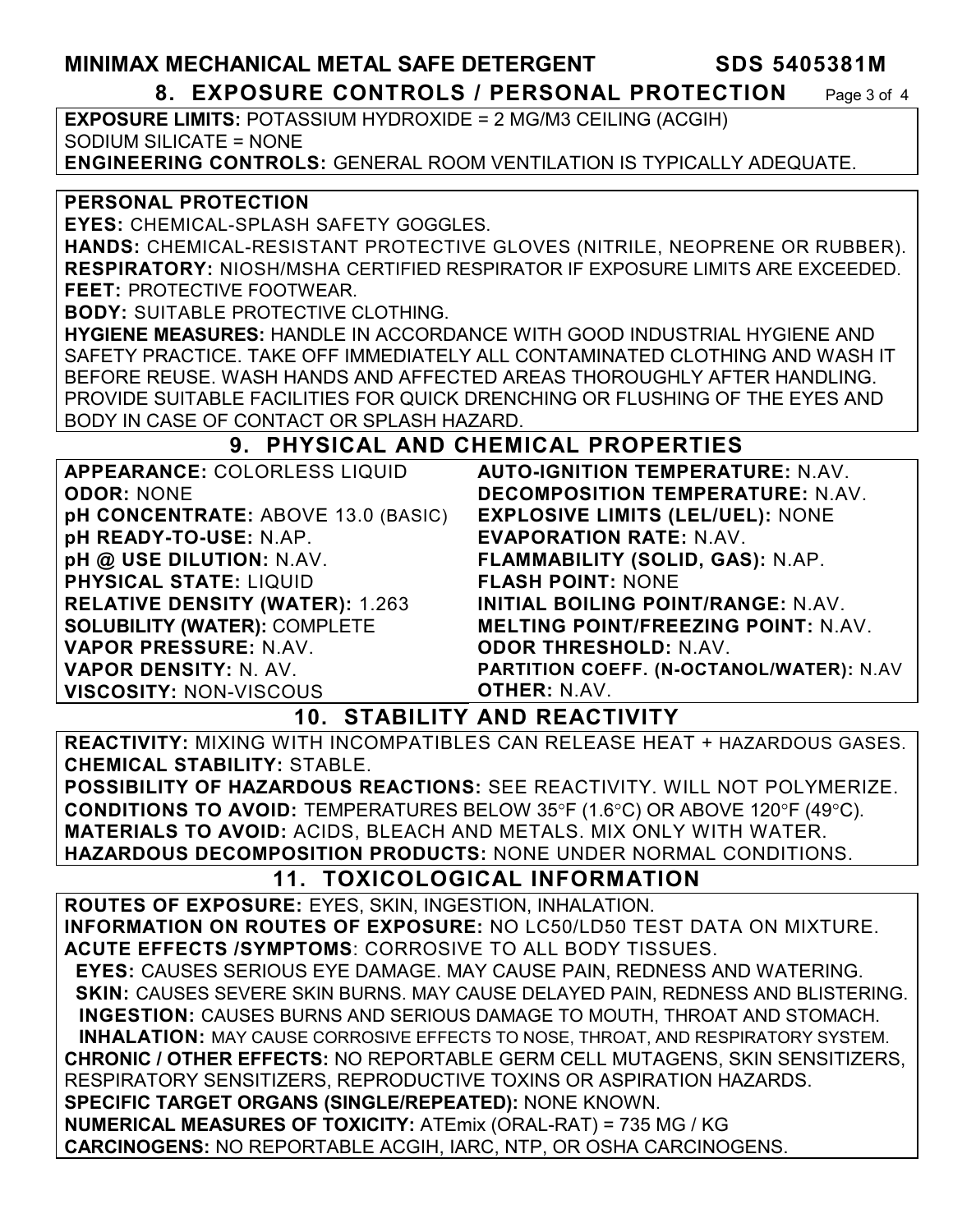## 8. EXPOSURE CONTROLS / PERSONAL PROTECTION

**EXPOSURE LIMITS:** POTASSIUM HYDROXIDE = 2 MG/M3 CEILING (ACGIH)
SODIUM SILICATE = NONE
**ENGINEERING CONTROLS:** GENERAL ROOM VENTILATION IS TYPICALLY ADEQUATE.

**PERSONAL PROTECTION**
**EYES:** CHEMICAL-SPLASH SAFETY GOGGLES.
**HANDS:** CHEMICAL-RESISTANT PROTECTIVE GLOVES (NITRILE, NEOPRENE OR RUBBER).
**RESPIRATORY:** NIOSH/MSHA CERTIFIED RESPIRATOR IF EXPOSURE LIMITS ARE EXCEEDED.
**FEET:** PROTECTIVE FOOTWEAR.
**BODY:** SUITABLE PROTECTIVE CLOTHING.
**HYGIENE MEASURES:** HANDLE IN ACCORDANCE WITH GOOD INDUSTRIAL HYGIENE AND SAFETY PRACTICE. TAKE OFF IMMEDIATELY ALL CONTAMINATED CLOTHING AND WASH IT BEFORE REUSE. WASH HANDS AND AFFECTED AREAS THOROUGHLY AFTER HANDLING. PROVIDE SUITABLE FACILITIES FOR QUICK DRENCHING OR FLUSHING OF THE EYES AND BODY IN CASE OF CONTACT OR SPLASH HAZARD.

## 9. PHYSICAL AND CHEMICAL PROPERTIES

**APPEARANCE:** COLORLESS LIQUID
**ODOR:** NONE
**pH CONCENTRATE:** ABOVE 13.0 (BASIC)
**pH READY-TO-USE:** N.AP.
**pH @ USE DILUTION:** N.AV.
**PHYSICAL STATE:** LIQUID
**RELATIVE DENSITY (WATER):** 1.263
**SOLUBILITY (WATER):** COMPLETE
**VAPOR PRESSURE:** N.AV.
**VAPOR DENSITY:** N. AV.
**VISCOSITY:** NON-VISCOUS
**AUTO-IGNITION TEMPERATURE:** N.AV.
**DECOMPOSITION TEMPERATURE:** N.AV.
**EXPLOSIVE LIMITS (LEL/UEL):** NONE
**EVAPORATION RATE:** N.AV.
**FLAMMABILITY (SOLID, GAS):** N.AP.
**FLASH POINT:** NONE
**INITIAL BOILING POINT/RANGE:** N.AV.
**MELTING POINT/FREEZING POINT:** N.AV.
**ODOR THRESHOLD:** N.AV.
**PARTITION COEFF. (N-OCTANOL/WATER):** N.AV
**OTHER:** N.AV.

## 10. STABILITY AND REACTIVITY

**REACTIVITY:** MIXING WITH INCOMPATIBLES CAN RELEASE HEAT + HAZARDOUS GASES.
**CHEMICAL STABILITY:** STABLE.
**POSSIBILITY OF HAZARDOUS REACTIONS:** SEE REACTIVITY. WILL NOT POLYMERIZE.
**CONDITIONS TO AVOID:** TEMPERATURES BELOW 35°F (1.6°C) OR ABOVE 120°F (49°C).
**MATERIALS TO AVOID:** ACIDS, BLEACH AND METALS. MIX ONLY WITH WATER.
**HAZARDOUS DECOMPOSITION PRODUCTS:** NONE UNDER NORMAL CONDITIONS.

## 11. TOXICOLOGICAL INFORMATION

**ROUTES OF EXPOSURE:** EYES, SKIN, INGESTION, INHALATION.
**INFORMATION ON ROUTES OF EXPOSURE:** NO LC50/LD50 TEST DATA ON MIXTURE.
**ACUTE EFFECTS /SYMPTOMS**: CORROSIVE TO ALL BODY TISSUES.
**EYES:** CAUSES SERIOUS EYE DAMAGE. MAY CAUSE PAIN, REDNESS AND WATERING.
**SKIN:** CAUSES SEVERE SKIN BURNS. MAY CAUSE DELAYED PAIN, REDNESS AND BLISTERING.
**INGESTION:** CAUSES BURNS AND SERIOUS DAMAGE TO MOUTH, THROAT AND STOMACH.
**INHALATION:** MAY CAUSE CORROSIVE EFFECTS TO NOSE, THROAT, AND RESPIRATORY SYSTEM.
**CHRONIC / OTHER EFFECTS:** NO REPORTABLE GERM CELL MUTAGENS, SKIN SENSITIZERS, RESPIRATORY SENSITIZERS, REPRODUCTIVE TOXINS OR ASPIRATION HAZARDS.
**SPECIFIC TARGET ORGANS (SINGLE/REPEATED):** NONE KNOWN.
**NUMERICAL MEASURES OF TOXICITY:** ATEmix (ORAL-RAT) = 735 MG / KG
**CARCINOGENS:** NO REPORTABLE ACGIH, IARC, NTP, OR OSHA CARCINOGENS.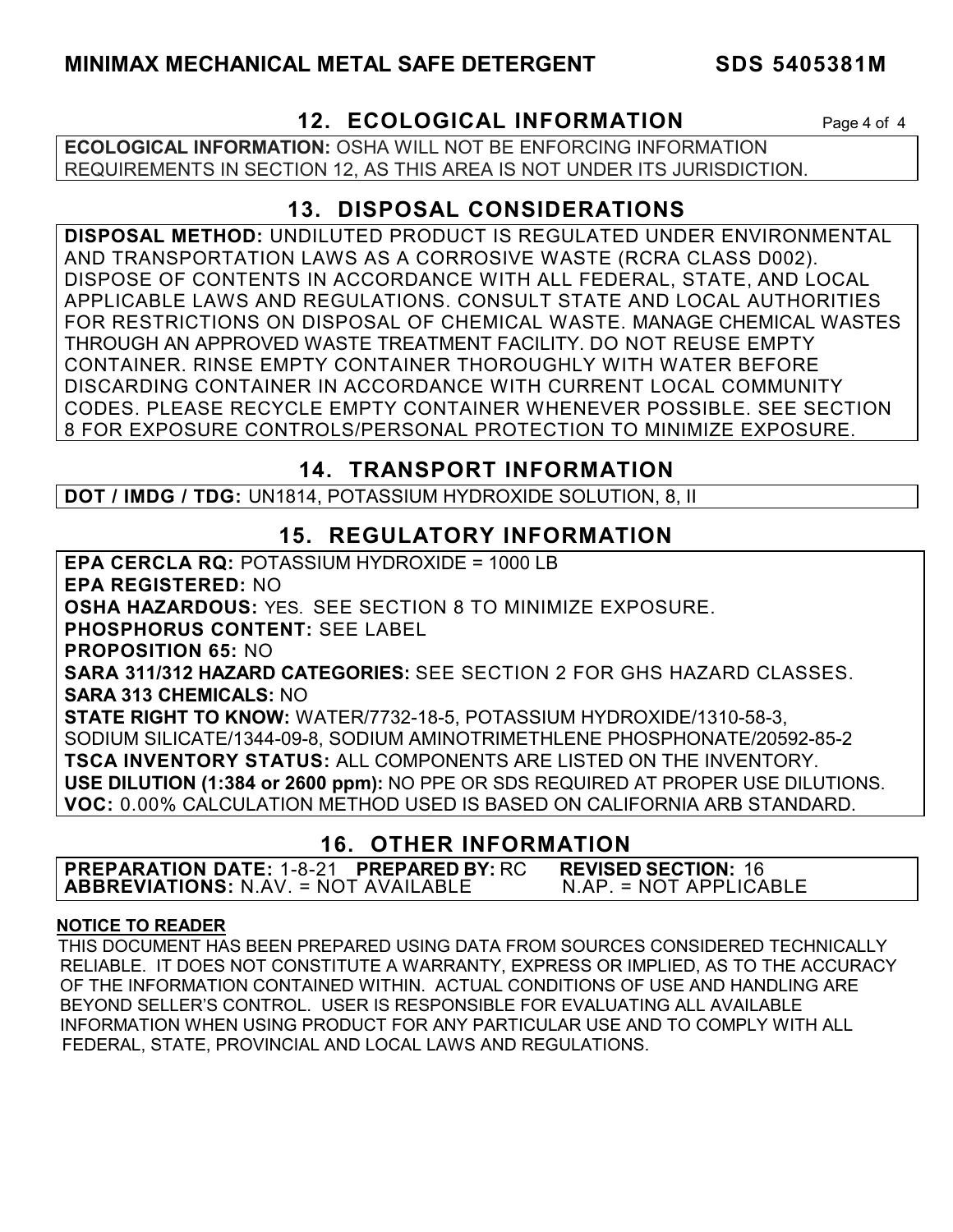## 12. ECOLOGICAL INFORMATION

**ECOLOGICAL INFORMATION:** OSHA WILL NOT BE ENFORCING INFORMATION REQUIREMENTS IN SECTION 12, AS THIS AREA IS NOT UNDER ITS JURISDICTION.

## 13. DISPOSAL CONSIDERATIONS

**DISPOSAL METHOD:** UNDILUTED PRODUCT IS REGULATED UNDER ENVIRONMENTAL AND TRANSPORTATION LAWS AS A CORROSIVE WASTE (RCRA CLASS D002). DISPOSE OF CONTENTS IN ACCORDANCE WITH ALL FEDERAL, STATE, AND LOCAL APPLICABLE LAWS AND REGULATIONS. CONSULT STATE AND LOCAL AUTHORITIES FOR RESTRICTIONS ON DISPOSAL OF CHEMICAL WASTE. MANAGE CHEMICAL WASTES THROUGH AN APPROVED WASTE TREATMENT FACILITY. DO NOT REUSE EMPTY CONTAINER. RINSE EMPTY CONTAINER THOROUGHLY WITH WATER BEFORE DISCARDING CONTAINER IN ACCORDANCE WITH CURRENT LOCAL COMMUNITY CODES. PLEASE RECYCLE EMPTY CONTAINER WHENEVER POSSIBLE. SEE SECTION 8 FOR EXPOSURE CONTROLS/PERSONAL PROTECTION TO MINIMIZE EXPOSURE.

## 14. TRANSPORT INFORMATION

**DOT / IMDG / TDG:** UN1814, POTASSIUM HYDROXIDE SOLUTION, 8, II

## 15. REGULATORY INFORMATION

**EPA CERCLA RQ:** POTASSIUM HYDROXIDE = 1000 LB
**EPA REGISTERED:** NO
**OSHA HAZARDOUS:** YES. SEE SECTION 8 TO MINIMIZE EXPOSURE.
**PHOSPHORUS CONTENT:** SEE LABEL
**PROPOSITION 65:** NO
**SARA 311/312 HAZARD CATEGORIES:** SEE SECTION 2 FOR GHS HAZARD CLASSES.
**SARA 313 CHEMICALS:** NO
**STATE RIGHT TO KNOW:** WATER/7732-18-5, POTASSIUM HYDROXIDE/1310-58-3, SODIUM SILICATE/1344-09-8, SODIUM AMINOTRIMETHLENE PHOSPHONATE/20592-85-2
**TSCA INVENTORY STATUS:** ALL COMPONENTS ARE LISTED ON THE INVENTORY.
**USE DILUTION (1:384 or 2600 ppm):** NO PPE OR SDS REQUIRED AT PROPER USE DILUTIONS.
**VOC:** 0.00% CALCULATION METHOD USED IS BASED ON CALIFORNIA ARB STANDARD.

## 16. OTHER INFORMATION

**PREPARATION DATE:** 1-8-21 **PREPARED BY:** RC **REVISED SECTION:** 16
**ABBREVIATIONS:** N.AV. = NOT AVAILABLE N.AP. = NOT APPLICABLE

**NOTICE TO READER**

THIS DOCUMENT HAS BEEN PREPARED USING DATA FROM SOURCES CONSIDERED TECHNICALLY RELIABLE. IT DOES NOT CONSTITUTE A WARRANTY, EXPRESS OR IMPLIED, AS TO THE ACCURACY OF THE INFORMATION CONTAINED WITHIN. ACTUAL CONDITIONS OF USE AND HANDLING ARE BEYOND SELLER'S CONTROL. USER IS RESPONSIBLE FOR EVALUATING ALL AVAILABLE INFORMATION WHEN USING PRODUCT FOR ANY PARTICULAR USE AND TO COMPLY WITH ALL FEDERAL, STATE, PROVINCIAL AND LOCAL LAWS AND REGULATIONS.